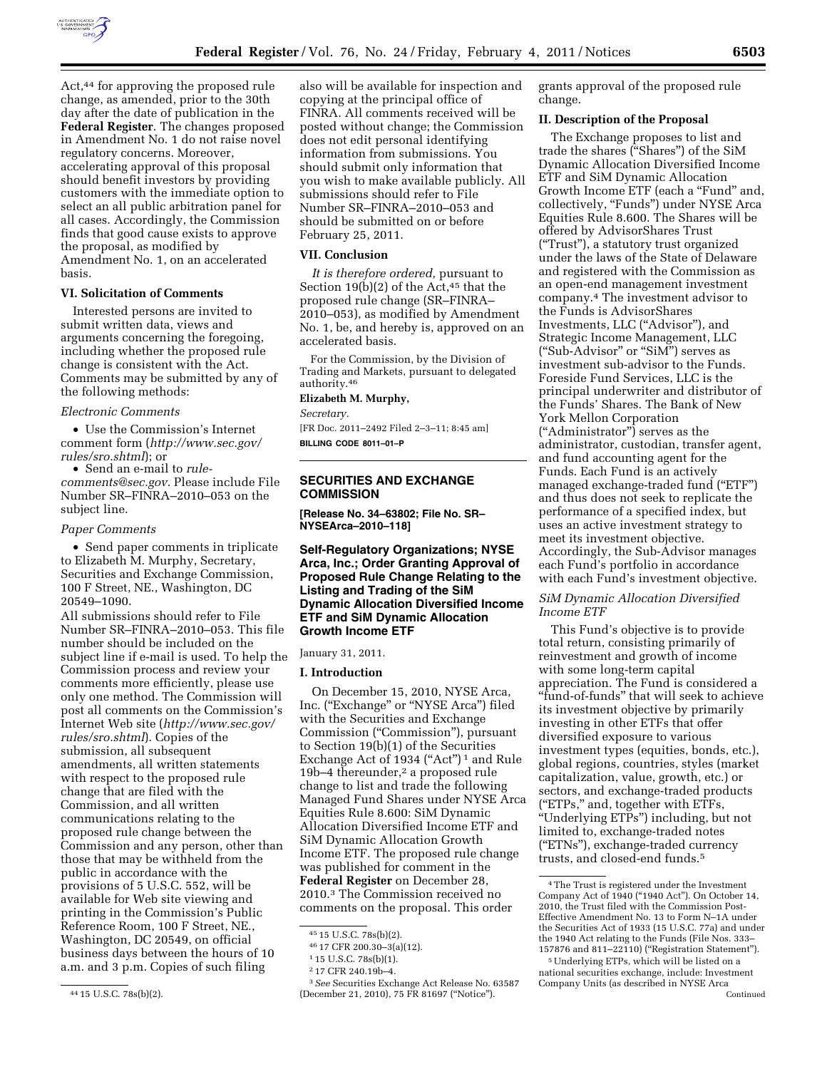Act,[44] for approving the proposed rule change, as amended, prior to the 30th day after the date of publication in the **Federal Register**. The changes proposed in Amendment No. 1 do not raise novel regulatory concerns. Moreover, accelerating approval of this proposal should benefit investors by providing customers with the immediate option to select an all public arbitration panel for all cases. Accordingly, the Commission finds that good cause exists to approve the proposal, as modified by Amendment No. 1, on an accelerated basis.

### VI. Solicitation of Comments

Interested persons are invited to submit written data, views and arguments concerning the foregoing, including whether the proposed rule change is consistent with the Act. Comments may be submitted by any of the following methods:

*Electronic Comments*

- Use the Commission's Internet comment form (*http://www.sec.gov/rules/sro.shtml*); or
- Send an e-mail to *rule-comments@sec.gov*. Please include File Number SR–FINRA–2010–053 on the subject line.

*Paper Comments*

- Send paper comments in triplicate to Elizabeth M. Murphy, Secretary, Securities and Exchange Commission, 100 F Street, NE., Washington, DC 20549–1090.

All submissions should refer to File Number SR–FINRA–2010–053. This file number should be included on the subject line if e-mail is used. To help the Commission process and review your comments more efficiently, please use only one method. The Commission will post all comments on the Commission's Internet Web site (*http://www.sec.gov/rules/sro.shtml*). Copies of the submission, all subsequent amendments, all written statements with respect to the proposed rule change that are filed with the Commission, and all written communications relating to the proposed rule change between the Commission and any person, other than those that may be withheld from the public in accordance with the provisions of 5 U.S.C. 552, will be available for Web site viewing and printing in the Commission's Public Reference Room, 100 F Street, NE., Washington, DC 20549, on official business days between the hours of 10 a.m. and 3 p.m. Copies of such filing also will be available for inspection and copying at the principal office of FINRA. All comments received will be posted without change; the Commission does not edit personal identifying information from submissions. You should submit only information that you wish to make available publicly. All submissions should refer to File Number SR–FINRA–2010–053 and should be submitted on or before February 25, 2011.

### VII. Conclusion

*It is therefore ordered,* pursuant to Section 19(b)(2) of the Act,[45] that the proposed rule change (SR–FINRA–2010–053), as modified by Amendment No. 1, be, and hereby is, approved on an accelerated basis.

For the Commission, by the Division of Trading and Markets, pursuant to delegated authority.[46]

**Elizabeth M. Murphy,**

*Secretary.*

[FR Doc. 2011–2492 Filed 2–3–11; 8:45 am]

**BILLING CODE 8011–01–P**

## SECURITIES AND EXCHANGE COMMISSION

**[Release No. 34–63802; File No. SR–NYSEArca–2010–118]**

## Self-Regulatory Organizations; NYSE Arca, Inc.; Order Granting Approval of Proposed Rule Change Relating to the Listing and Trading of the SiM Dynamic Allocation Diversified Income ETF and SiM Dynamic Allocation Growth Income ETF

January 31, 2011.

### I. Introduction

On December 15, 2010, NYSE Arca, Inc. ("Exchange" or "NYSE Arca") filed with the Securities and Exchange Commission ("Commission"), pursuant to Section 19(b)(1) of the Securities Exchange Act of 1934 ("Act") [1] and Rule 19b–4 thereunder,[2] a proposed rule change to list and trade the following Managed Fund Shares under NYSE Arca Equities Rule 8.600: SiM Dynamic Allocation Diversified Income ETF and SiM Dynamic Allocation Growth Income ETF. The proposed rule change was published for comment in the **Federal Register** on December 28, 2010.[3] The Commission received no comments on the proposal. This order grants approval of the proposed rule change.

### II. Description of the Proposal

The Exchange proposes to list and trade the shares ("Shares") of the SiM Dynamic Allocation Diversified Income ETF and SiM Dynamic Allocation Growth Income ETF (each a "Fund" and, collectively, "Funds") under NYSE Arca Equities Rule 8.600. The Shares will be offered by AdvisorShares Trust ("Trust"), a statutory trust organized under the laws of the State of Delaware and registered with the Commission as an open-end management investment company.[4] The investment advisor to the Funds is AdvisorShares Investments, LLC ("Advisor"), and Strategic Income Management, LLC ("Sub-Advisor" or "SiM") serves as investment sub-advisor to the Funds. Foreside Fund Services, LLC is the principal underwriter and distributor of the Funds' Shares. The Bank of New York Mellon Corporation ("Administrator") serves as the administrator, custodian, transfer agent, and fund accounting agent for the Funds. Each Fund is an actively managed exchange-traded fund ("ETF") and thus does not seek to replicate the performance of a specified index, but uses an active investment strategy to meet its investment objective. Accordingly, the Sub-Advisor manages each Fund's portfolio in accordance with each Fund's investment objective.

*SiM Dynamic Allocation Diversified Income ETF*

This Fund's objective is to provide total return, consisting primarily of reinvestment and growth of income with some long-term capital appreciation. The Fund is considered a "fund-of-funds" that will seek to achieve its investment objective by primarily investing in other ETFs that offer diversified exposure to various investment types (equities, bonds, etc.), global regions, countries, styles (market capitalization, value, growth, etc.) or sectors, and exchange-traded products ("ETPs," and, together with ETFs, "Underlying ETPs") including, but not limited to, exchange-traded notes ("ETNs"), exchange-traded currency trusts, and closed-end funds.[5]

---

[44] 15 U.S.C. 78s(b)(2).

[45] 15 U.S.C. 78s(b)(2).

[46] 17 CFR 200.30–3(a)(12).

[1] 15 U.S.C. 78s(b)(1).

[2] 17 CFR 240.19b–4.

[3] *See* Securities Exchange Act Release No. 63587 (December 21, 2010), 75 FR 81697 ("Notice").

[4] The Trust is registered under the Investment Company Act of 1940 ("1940 Act"). On October 14, 2010, the Trust filed with the Commission Post-Effective Amendment No. 13 to Form N–1A under the Securities Act of 1933 (15 U.S.C. 77a) and under the 1940 Act relating to the Funds (File Nos. 333–157876 and 811–22110) ("Registration Statement").

[5] Underlying ETPs, which will be listed on a national securities exchange, include: Investment Company Units (as described in NYSE Arca

Continued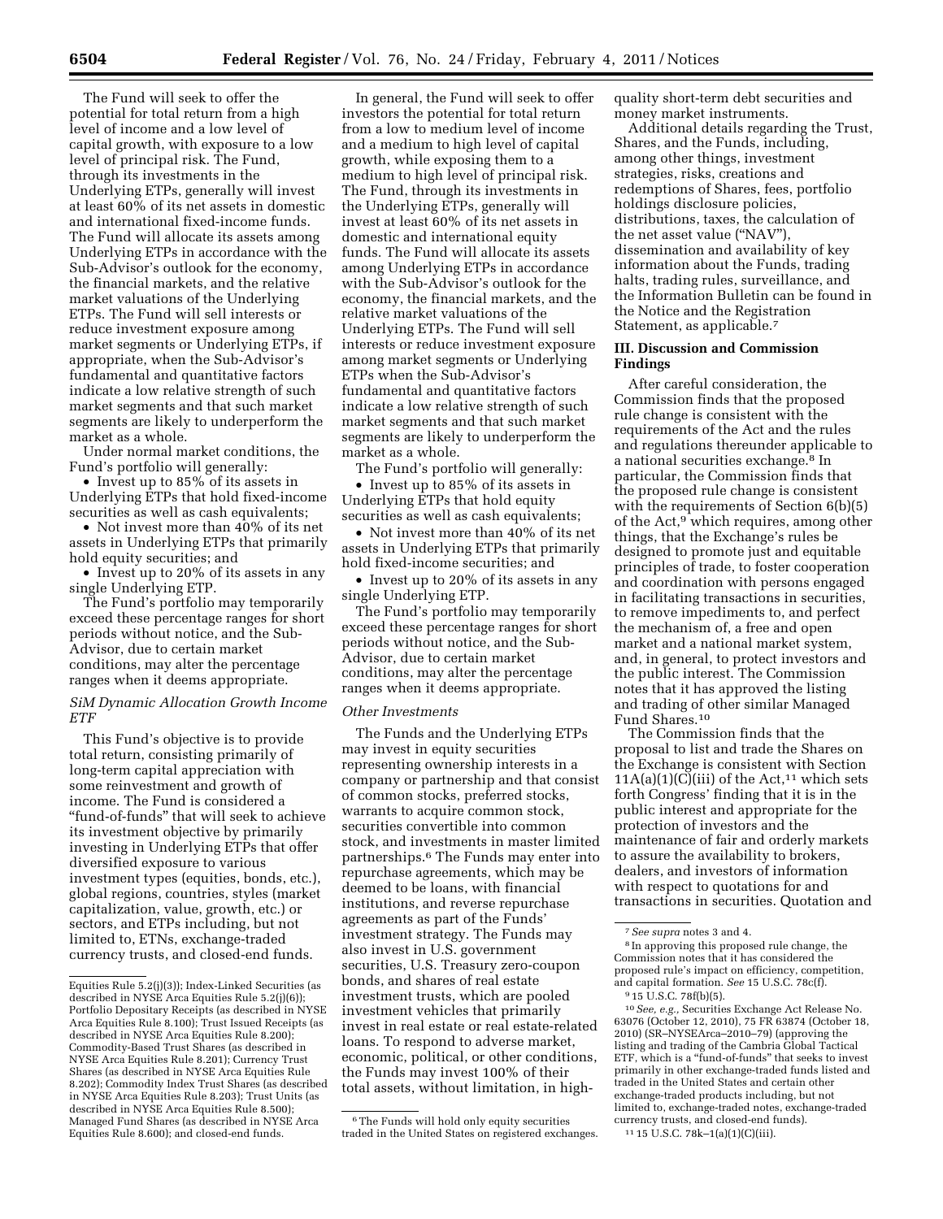The Fund will seek to offer the potential for total return from a high level of income and a low level of capital growth, with exposure to a low level of principal risk. The Fund, through its investments in the Underlying ETPs, generally will invest at least 60% of its net assets in domestic and international fixed-income funds. The Fund will allocate its assets among Underlying ETPs in accordance with the Sub-Advisor's outlook for the economy, the financial markets, and the relative market valuations of the Underlying ETPs. The Fund will sell interests or reduce investment exposure among market segments or Underlying ETPs, if appropriate, when the Sub-Advisor's fundamental and quantitative factors indicate a low relative strength of such market segments and that such market segments are likely to underperform the market as a whole.

Under normal market conditions, the Fund's portfolio will generally:

- Invest up to 85% of its assets in Underlying ETPs that hold fixed-income securities as well as cash equivalents;
- Not invest more than 40% of its net assets in Underlying ETPs that primarily hold equity securities; and
- Invest up to 20% of its assets in any single Underlying ETP.

The Fund's portfolio may temporarily exceed these percentage ranges for short periods without notice, and the Sub-Advisor, due to certain market conditions, may alter the percentage ranges when it deems appropriate.

### *SiM Dynamic Allocation Growth Income ETF*

This Fund's objective is to provide total return, consisting primarily of long-term capital appreciation with some reinvestment and growth of income. The Fund is considered a "fund-of-funds" that will seek to achieve its investment objective by primarily investing in Underlying ETPs that offer diversified exposure to various investment types (equities, bonds, etc.), global regions, countries, styles (market capitalization, value, growth, etc.) or sectors, and ETPs including, but not limited to, ETNs, exchange-traded currency trusts, and closed-end funds.

In general, the Fund will seek to offer investors the potential for total return from a low to medium level of income and a medium to high level of capital growth, while exposing them to a medium to high level of principal risk. The Fund, through its investments in the Underlying ETPs, generally will invest at least 60% of its net assets in domestic and international equity funds. The Fund will allocate its assets among Underlying ETPs in accordance with the Sub-Advisor's outlook for the economy, the financial markets, and the relative market valuations of the Underlying ETPs. The Fund will sell interests or reduce investment exposure among market segments or Underlying ETPs when the Sub-Advisor's fundamental and quantitative factors indicate a low relative strength of such market segments and that such market segments are likely to underperform the market as a whole.

The Fund's portfolio will generally:

- Invest up to 85% of its assets in Underlying ETPs that hold equity securities as well as cash equivalents;
- Not invest more than 40% of its net assets in Underlying ETPs that primarily hold fixed-income securities; and
- Invest up to 20% of its assets in any single Underlying ETP.

The Fund's portfolio may temporarily exceed these percentage ranges for short periods without notice, and the Sub-Advisor, due to certain market conditions, may alter the percentage ranges when it deems appropriate.

### *Other Investments*

The Funds and the Underlying ETPs may invest in equity securities representing ownership interests in a company or partnership and that consist of common stocks, preferred stocks, warrants to acquire common stock, securities convertible into common stock, and investments in master limited partnerships.[6] The Funds may enter into repurchase agreements, which may be deemed to be loans, with financial institutions, and reverse repurchase agreements as part of the Funds' investment strategy. The Funds may also invest in U.S. government securities, U.S. Treasury zero-coupon bonds, and shares of real estate investment trusts, which are pooled investment vehicles that primarily invest in real estate or real estate-related loans. To respond to adverse market, economic, political, or other conditions, the Funds may invest 100% of their total assets, without limitation, in high-quality short-term debt securities and money market instruments.

Additional details regarding the Trust, Shares, and the Funds, including, among other things, investment strategies, risks, creations and redemptions of Shares, fees, portfolio holdings disclosure policies, distributions, taxes, the calculation of the net asset value ("NAV"), dissemination and availability of key information about the Funds, trading halts, trading rules, surveillance, and the Information Bulletin can be found in the Notice and the Registration Statement, as applicable.[7]

## III. Discussion and Commission Findings

After careful consideration, the Commission finds that the proposed rule change is consistent with the requirements of the Act and the rules and regulations thereunder applicable to a national securities exchange.[8] In particular, the Commission finds that the proposed rule change is consistent with the requirements of Section 6(b)(5) of the Act,[9] which requires, among other things, that the Exchange's rules be designed to promote just and equitable principles of trade, to foster cooperation and coordination with persons engaged in facilitating transactions in securities, to remove impediments to, and perfect the mechanism of, a free and open market and a national market system, and, in general, to protect investors and the public interest. The Commission notes that it has approved the listing and trading of other similar Managed Fund Shares.[10]

The Commission finds that the proposal to list and trade the Shares on the Exchange is consistent with Section 11A(a)(1)(C)(iii) of the Act,[11] which sets forth Congress' finding that it is in the public interest and appropriate for the protection of investors and the maintenance of fair and orderly markets to assure the availability to brokers, dealers, and investors of information with respect to quotations for and transactions in securities. Quotation and

---

Equities Rule 5.2(j)(3)); Index-Linked Securities (as described in NYSE Arca Equities Rule 5.2(j)(6)); Portfolio Depositary Receipts (as described in NYSE Arca Equities Rule 8.100); Trust Issued Receipts (as described in NYSE Arca Equities Rule 8.200); Commodity-Based Trust Shares (as described in NYSE Arca Equities Rule 8.201); Currency Trust Shares (as described in NYSE Arca Equities Rule 8.202); Commodity Index Trust Shares (as described in NYSE Arca Equities Rule 8.203); Trust Units (as described in NYSE Arca Equities Rule 8.500); Managed Fund Shares (as described in NYSE Arca Equities Rule 8.600); and closed-end funds.

[6] The Funds will hold only equity securities traded in the United States on registered exchanges.

[7] *See supra* notes 3 and 4.

[8] In approving this proposed rule change, the Commission notes that it has considered the proposed rule's impact on efficiency, competition, and capital formation. *See* 15 U.S.C. 78c(f).

[9] 15 U.S.C. 78f(b)(5).

[10] *See, e.g.,* Securities Exchange Act Release No. 63076 (October 12, 2010), 75 FR 63874 (October 18, 2010) (SR–NYSEArca–2010–79) (approving the listing and trading of the Cambria Global Tactical ETF, which is a "fund-of-funds" that seeks to invest primarily in other exchange-traded funds listed and traded in the United States and certain other exchange-traded products including, but not limited to, exchange-traded notes, exchange-traded currency trusts, and closed-end funds).

[11] 15 U.S.C. 78k–1(a)(1)(C)(iii).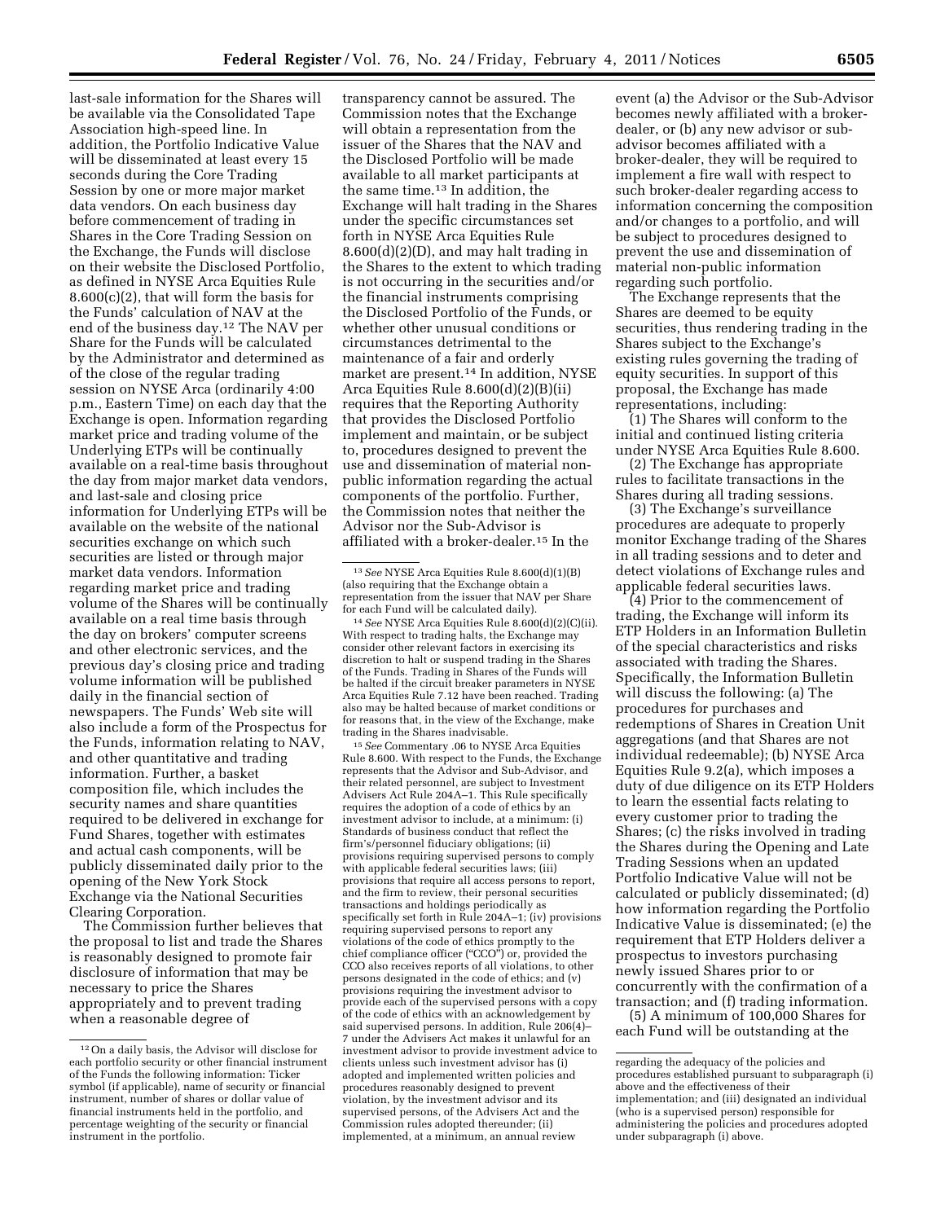last-sale information for the Shares will be available via the Consolidated Tape Association high-speed line. In addition, the Portfolio Indicative Value will be disseminated at least every 15 seconds during the Core Trading Session by one or more major market data vendors. On each business day before commencement of trading in Shares in the Core Trading Session on the Exchange, the Funds will disclose on their website the Disclosed Portfolio, as defined in NYSE Arca Equities Rule 8.600(c)(2), that will form the basis for the Funds' calculation of NAV at the end of the business day.[12] The NAV per Share for the Funds will be calculated by the Administrator and determined as of the close of the regular trading session on NYSE Arca (ordinarily 4:00 p.m., Eastern Time) on each day that the Exchange is open. Information regarding market price and trading volume of the Underlying ETPs will be continually available on a real-time basis throughout the day from major market data vendors, and last-sale and closing price information for Underlying ETPs will be available on the website of the national securities exchange on which such securities are listed or through major market data vendors. Information regarding market price and trading volume of the Shares will be continually available on a real time basis through the day on brokers' computer screens and other electronic services, and the previous day's closing price and trading volume information will be published daily in the financial section of newspapers. The Funds' Web site will also include a form of the Prospectus for the Funds, information relating to NAV, and other quantitative and trading information. Further, a basket composition file, which includes the security names and share quantities required to be delivered in exchange for Fund Shares, together with estimates and actual cash components, will be publicly disseminated daily prior to the opening of the New York Stock Exchange via the National Securities Clearing Corporation.

The Commission further believes that the proposal to list and trade the Shares is reasonably designed to promote fair disclosure of information that may be necessary to price the Shares appropriately and to prevent trading when a reasonable degree of transparency cannot be assured. The Commission notes that the Exchange will obtain a representation from the issuer of the Shares that the NAV and the Disclosed Portfolio will be made available to all market participants at the same time.[13] In addition, the Exchange will halt trading in the Shares under the specific circumstances set forth in NYSE Arca Equities Rule 8.600(d)(2)(D), and may halt trading in the Shares to the extent to which trading is not occurring in the securities and/or the financial instruments comprising the Disclosed Portfolio of the Funds, or whether other unusual conditions or circumstances detrimental to the maintenance of a fair and orderly market are present.[14] In addition, NYSE Arca Equities Rule 8.600(d)(2)(B)(ii) requires that the Reporting Authority that provides the Disclosed Portfolio implement and maintain, or be subject to, procedures designed to prevent the use and dissemination of material non-public information regarding the actual components of the portfolio. Further, the Commission notes that neither the Advisor nor the Sub-Advisor is affiliated with a broker-dealer.[15] In the event (a) the Advisor or the Sub-Advisor becomes newly affiliated with a broker-dealer, or (b) any new advisor or sub-advisor becomes affiliated with a broker-dealer, they will be required to implement a fire wall with respect to such broker-dealer regarding access to information concerning the composition and/or changes to a portfolio, and will be subject to procedures designed to prevent the use and dissemination of material non-public information regarding such portfolio.

The Exchange represents that the Shares are deemed to be equity securities, thus rendering trading in the Shares subject to the Exchange's existing rules governing the trading of equity securities. In support of this proposal, the Exchange has made representations, including:

(1) The Shares will conform to the initial and continued listing criteria under NYSE Arca Equities Rule 8.600.

(2) The Exchange has appropriate rules to facilitate transactions in the Shares during all trading sessions.

(3) The Exchange's surveillance procedures are adequate to properly monitor Exchange trading of the Shares in all trading sessions and to deter and detect violations of Exchange rules and applicable federal securities laws.

(4) Prior to the commencement of trading, the Exchange will inform its ETP Holders in an Information Bulletin of the special characteristics and risks associated with trading the Shares. Specifically, the Information Bulletin will discuss the following: (a) The procedures for purchases and redemptions of Shares in Creation Unit aggregations (and that Shares are not individual redeemable); (b) NYSE Arca Equities Rule 9.2(a), which imposes a duty of due diligence on its ETP Holders to learn the essential facts relating to every customer prior to trading the Shares; (c) the risks involved in trading the Shares during the Opening and Late Trading Sessions when an updated Portfolio Indicative Value will not be calculated or publicly disseminated; (d) how information regarding the Portfolio Indicative Value is disseminated; (e) the requirement that ETP Holders deliver a prospectus to investors purchasing newly issued Shares prior to or concurrently with the confirmation of a transaction; and (f) trading information.

(5) A minimum of 100,000 Shares for each Fund will be outstanding at the

---

[12] On a daily basis, the Advisor will disclose for each portfolio security or other financial instrument of the Funds the following information: Ticker symbol (if applicable), name of security or financial instrument, number of shares or dollar value of financial instruments held in the portfolio, and percentage weighting of the security or financial instrument in the portfolio.

[13] *See* NYSE Arca Equities Rule 8.600(d)(1)(B) (also requiring that the Exchange obtain a representation from the issuer that NAV per Share for each Fund will be calculated daily).

[14] *See* NYSE Arca Equities Rule 8.600(d)(2)(C)(ii). With respect to trading halts, the Exchange may consider other relevant factors in exercising its discretion to halt or suspend trading in the Shares of the Funds. Trading in Shares of the Funds will be halted if the circuit breaker parameters in NYSE Arca Equities Rule 7.12 have been reached. Trading also may be halted because of market conditions or for reasons that, in the view of the Exchange, make trading in the Shares inadvisable.

[15] *See* Commentary .06 to NYSE Arca Equities Rule 8.600. With respect to the Funds, the Exchange represents that the Advisor and Sub-Advisor, and their related personnel, are subject to Investment Advisers Act Rule 204A–1. This Rule specifically requires the adoption of a code of ethics by an investment advisor to include, at a minimum: (i) Standards of business conduct that reflect the firm's/personnel fiduciary obligations; (ii) provisions requiring supervised persons to comply with applicable federal securities laws; (iii) provisions that require all access persons to report, and the firm to review, their personal securities transactions and holdings periodically as specifically set forth in Rule 204A–1; (iv) provisions requiring supervised persons to report any violations of the code of ethics promptly to the chief compliance officer ("CCO") or, provided the CCO also receives reports of all violations, to other persons designated in the code of ethics; and (v) provisions requiring the investment advisor to provide each of the supervised persons with a copy of the code of ethics with an acknowledgement by said supervised persons. In addition, Rule 206(4)–7 under the Advisers Act makes it unlawful for an investment advisor to provide investment advice to clients unless such investment advisor has (i) adopted and implemented written policies and procedures reasonably designed to prevent violation, by the investment advisor and its supervised persons, of the Advisers Act and the Commission rules adopted thereunder; (ii) implemented, at a minimum, an annual review regarding the adequacy of the policies and procedures established pursuant to subparagraph (i) above and the effectiveness of their implementation; and (iii) designated an individual (who is a supervised person) responsible for administering the policies and procedures adopted under subparagraph (i) above.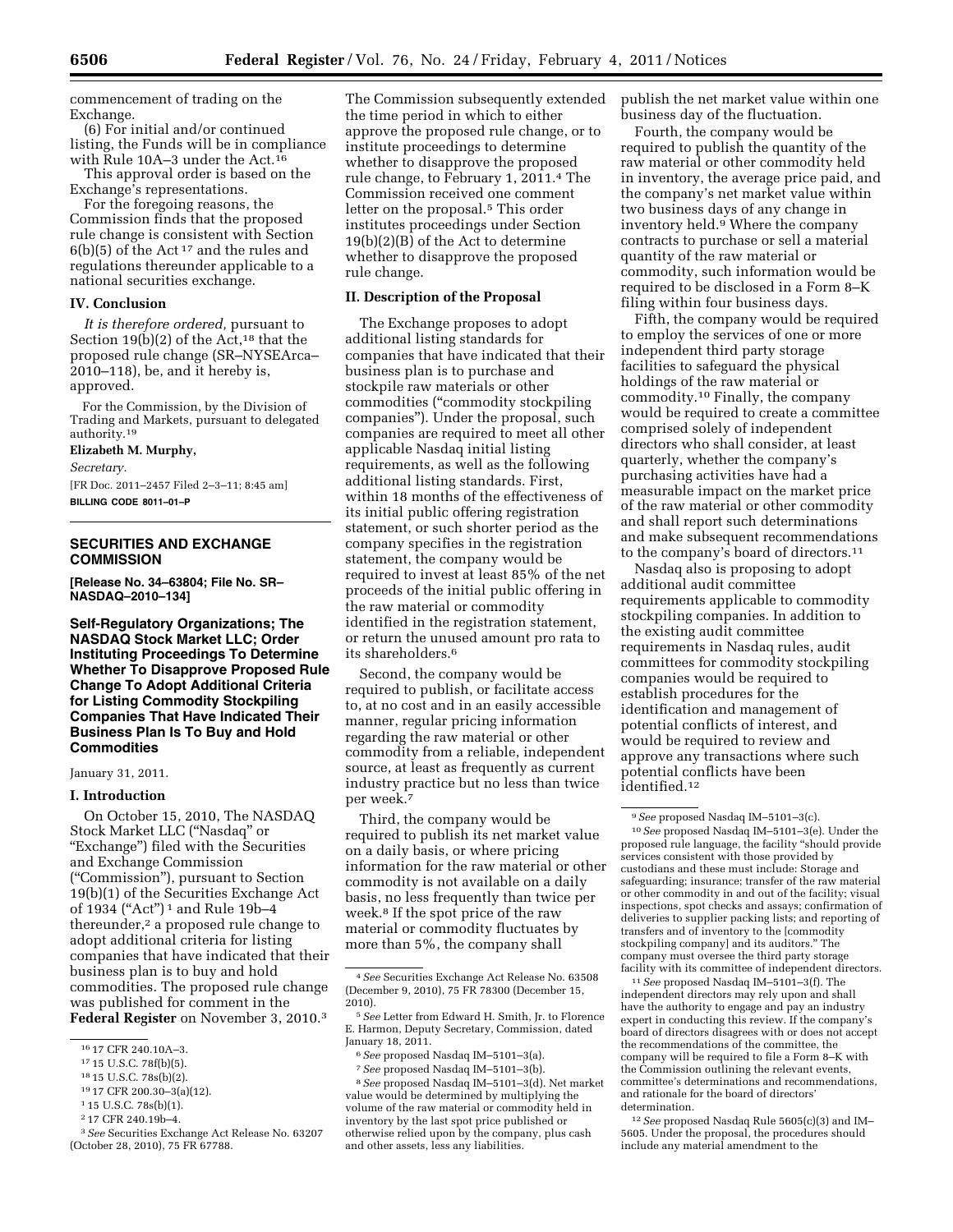commencement of trading on the Exchange.

(6) For initial and/or continued listing, the Funds will be in compliance with Rule 10A–3 under the Act.[16]

This approval order is based on the Exchange's representations.

For the foregoing reasons, the Commission finds that the proposed rule change is consistent with Section 6(b)(5) of the Act[17] and the rules and regulations thereunder applicable to a national securities exchange.

## IV. Conclusion

*It is therefore ordered,* pursuant to Section 19(b)(2) of the Act,[18] that the proposed rule change (SR–NYSEArca–2010–118), be, and it hereby is, approved.

For the Commission, by the Division of Trading and Markets, pursuant to delegated authority.[19]

**Elizabeth M. Murphy,**

*Secretary.*

[FR Doc. 2011–2457 Filed 2–3–11; 8:45 am]

**BILLING CODE 8011–01–P**

---

[16] 17 CFR 240.10A–3.

[17] 15 U.S.C. 78f(b)(5).

[18] 15 U.S.C. 78s(b)(2).

[19] 17 CFR 200.30–3(a)(12).

---

## SECURITIES AND EXCHANGE COMMISSION

**[Release No. 34–63804; File No. SR–NASDAQ–2010–134]**

## Self-Regulatory Organizations; The NASDAQ Stock Market LLC; Order Instituting Proceedings To Determine Whether To Disapprove Proposed Rule Change To Adopt Additional Criteria for Listing Commodity Stockpiling Companies That Have Indicated Their Business Plan Is To Buy and Hold Commodities

January 31, 2011.

### I. Introduction

On October 15, 2010, The NASDAQ Stock Market LLC ("Nasdaq" or "Exchange") filed with the Securities and Exchange Commission ("Commission"), pursuant to Section 19(b)(1) of the Securities Exchange Act of 1934 ("Act")[1] and Rule 19b–4 thereunder,[2] a proposed rule change to adopt additional criteria for listing companies that have indicated that their business plan is to buy and hold commodities. The proposed rule change was published for comment in the **Federal Register** on November 3, 2010.[3] The Commission subsequently extended the time period in which to either approve the proposed rule change, or to institute proceedings to determine whether to disapprove the proposed rule change, to February 1, 2011.[4] The Commission received one comment letter on the proposal.[5] This order institutes proceedings under Section 19(b)(2)(B) of the Act to determine whether to disapprove the proposed rule change.

### II. Description of the Proposal

The Exchange proposes to adopt additional listing standards for companies that have indicated that their business plan is to purchase and stockpile raw materials or other commodities ("commodity stockpiling companies"). Under the proposal, such companies are required to meet all other applicable Nasdaq initial listing requirements, as well as the following additional listing standards. First, within 18 months of the effectiveness of its initial public offering registration statement, or such shorter period as the company specifies in the registration statement, the company would be required to invest at least 85% of the net proceeds of the initial public offering in the raw material or commodity identified in the registration statement, or return the unused amount pro rata to its shareholders.[6]

Second, the company would be required to publish, or facilitate access to, at no cost and in an easily accessible manner, regular pricing information regarding the raw material or other commodity from a reliable, independent source, at least as frequently as current industry practice but no less than twice per week.[7]

Third, the company would be required to publish its net market value on a daily basis, or where pricing information for the raw material or other commodity is not available on a daily basis, no less frequently than twice per week.[8] If the spot price of the raw material or commodity fluctuates by more than 5%, the company shall publish the net market value within one business day of the fluctuation.

Fourth, the company would be required to publish the quantity of the raw material or other commodity held in inventory, the average price paid, and the company's net market value within two business days of any change in inventory held.[9] Where the company contracts to purchase or sell a material quantity of the raw material or commodity, such information would be required to be disclosed in a Form 8–K filing within four business days.

Fifth, the company would be required to employ the services of one or more independent third party storage facilities to safeguard the physical holdings of the raw material or commodity.[10] Finally, the company would be required to create a committee comprised solely of independent directors who shall consider, at least quarterly, whether the company's purchasing activities have had a measurable impact on the market price of the raw material or other commodity and shall report such determinations and make subsequent recommendations to the company's board of directors.[11]

Nasdaq also is proposing to adopt additional audit committee requirements applicable to commodity stockpiling companies. In addition to the existing audit committee requirements in Nasdaq rules, audit committees for commodity stockpiling companies would be required to establish procedures for the identification and management of potential conflicts of interest, and would be required to review and approve any transactions where such potential conflicts have been identified.[12]

---

[1] 15 U.S.C. 78s(b)(1).

[2] 17 CFR 240.19b–4.

[3] *See* Securities Exchange Act Release No. 63207 (October 28, 2010), 75 FR 67788.

[4] *See* Securities Exchange Act Release No. 63508 (December 9, 2010), 75 FR 78300 (December 15, 2010).

[5] *See* Letter from Edward H. Smith, Jr. to Florence E. Harmon, Deputy Secretary, Commission, dated January 18, 2011.

[6] *See* proposed Nasdaq IM–5101–3(a).

[7] *See* proposed Nasdaq IM–5101–3(b).

[8] *See* proposed Nasdaq IM–5101–3(d). Net market value would be determined by multiplying the volume of the raw material or commodity held in inventory by the last spot price published or otherwise relied upon by the company, plus cash and other assets, less any liabilities.

[9] *See* proposed Nasdaq IM–5101–3(c).

[10] *See* proposed Nasdaq IM–5101–3(e). Under the proposed rule language, the facility "should provide services consistent with those provided by custodians and these must include: Storage and safeguarding; insurance; transfer of the raw material or other commodity in and out of the facility; visual inspections, spot checks and assays; confirmation of deliveries to supplier packing lists; and reporting of transfers and of inventory to the [commodity stockpiling company] and its auditors." The company must oversee the third party storage facility with its committee of independent directors.

[11] *See* proposed Nasdaq IM–5101–3(f). The independent directors may rely upon and shall have the authority to engage and pay an industry expert in conducting this review. If the company's board of directors disagrees with or does not accept the recommendations of the committee, the company will be required to file a Form 8–K with the Commission outlining the relevant events, committee's determinations and recommendations, and rationale for the board of directors' determination.

[12] *See* proposed Nasdaq Rule 5605(c)(3) and IM–5605. Under the proposal, the procedures should include any material amendment to the